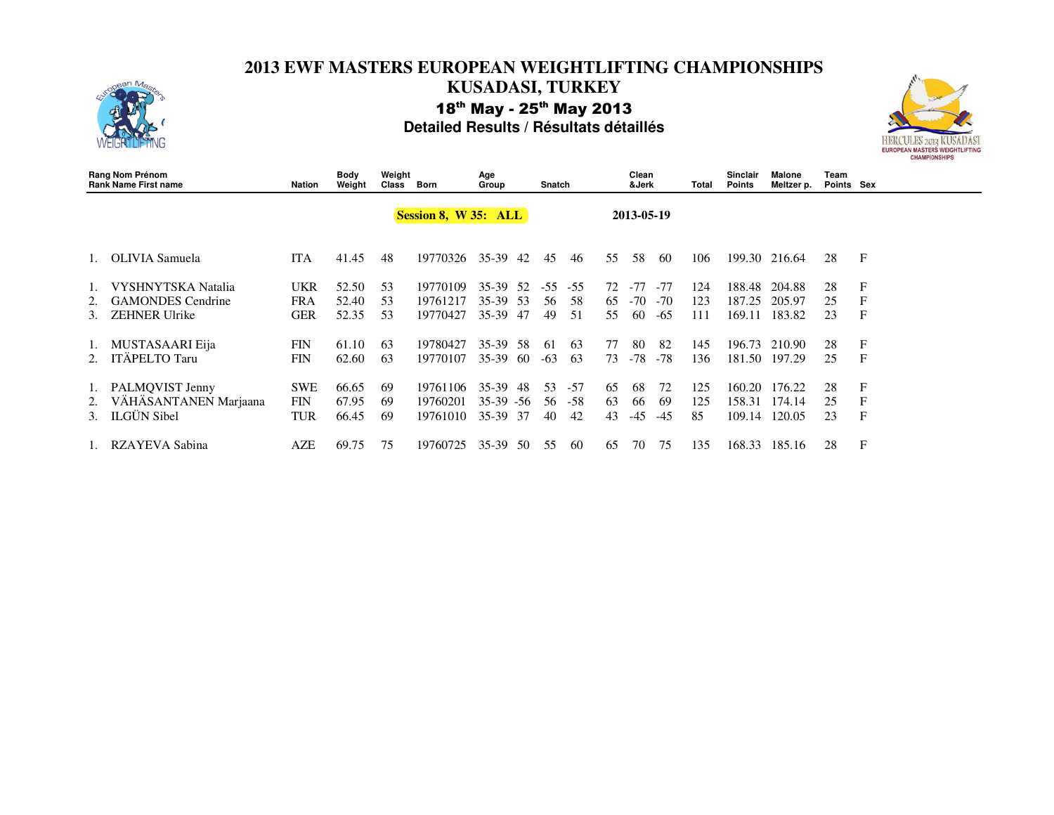# 2013 EWF MASTERS EUROPEAN WEIGHTLIFTING CHAMPIONSHIPS

## KUSADASI, TURKEY

### 18th May - 25th May 2013

### Detailed Results / Résultats détaillés

| Rang Rank | Nom Prénom Name First name | Nation | Body Weight | Weight Class | Born | Age Group | Snatch | | | Clean &Jerk | | | Total | Sinclair Points | Malone Meltzer p. | Team Points | Sex |
|---|---|---|---|---|---|---|---|---|---|---|---|---|---|---|---|---|---|
| | **Session 8, W 35: ALL** | | | | | | | | | **2013-05-19** | | | | | | | |
| 1. | OLIVIA Samuela | ITA | 41.45 | 48 | 19770326 | 35-39 | 42 | 45 | 46 | 55 | 58 | 60 | 106 | 199.30 | 216.64 | 28 | F |
| 1. | VYSHNYTSKA Natalia | UKR | 52.50 | 53 | 19770109 | 35-39 | 52 | -55 | -55 | 72 | -77 | -77 | 124 | 188.48 | 204.88 | 28 | F |
| 2. | GAMONDES Cendrine | FRA | 52.40 | 53 | 19761217 | 35-39 | 53 | 56 | 58 | 65 | -70 | -70 | 123 | 187.25 | 205.97 | 25 | F |
| 3. | ZEHNER Ulrike | GER | 52.35 | 53 | 19770427 | 35-39 | 47 | 49 | 51 | 55 | 60 | -65 | 111 | 169.11 | 183.82 | 23 | F |
| 1. | MUSTASAARI Eija | FIN | 61.10 | 63 | 19780427 | 35-39 | 58 | 61 | 63 | 77 | 80 | 82 | 145 | 196.73 | 210.90 | 28 | F |
| 2. | ITÄPELTO Taru | FIN | 62.60 | 63 | 19770107 | 35-39 | 60 | -63 | 63 | 73 | -78 | -78 | 136 | 181.50 | 197.29 | 25 | F |
| 1. | PALMQVIST Jenny | SWE | 66.65 | 69 | 19761106 | 35-39 | 48 | 53 | -57 | 65 | 68 | 72 | 125 | 160.20 | 176.22 | 28 | F |
| 2. | VÄHÄSANTANEN Marjaana | FIN | 67.95 | 69 | 19760201 | 35-39 | -56 | 56 | -58 | 63 | 66 | 69 | 125 | 158.31 | 174.14 | 25 | F |
| 3. | ILGÜN Sibel | TUR | 66.45 | 69 | 19761010 | 35-39 | 37 | 40 | 42 | 43 | -45 | -45 | 85 | 109.14 | 120.05 | 23 | F |
| 1. | RZAYEVA Sabina | AZE | 69.75 | 75 | 19760725 | 35-39 | 50 | 55 | 60 | 65 | 70 | 75 | 135 | 168.33 | 185.16 | 28 | F |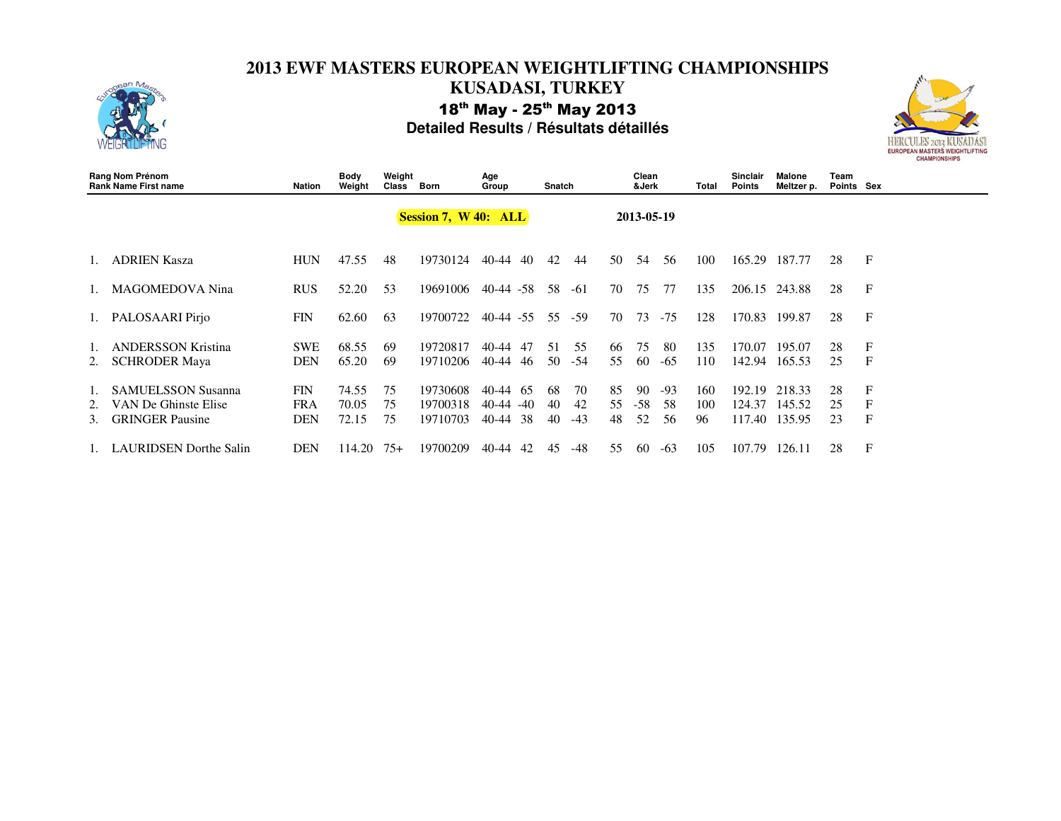# 2013 EWF MASTERS EUROPEAN WEIGHTLIFTING CHAMPIONSHIPS

## KUSADASI, TURKEY

### 18th May - 25th May 2013

### Detailed Results / Résultats détaillés

| Rang Nom Prénom<br>Rank Name First name | | Nation | Body Weight | Weight Class | Born | Age Group | Snatch | | | Clean &Jerk | | | Total | Sinclair Points | Malone Meltzer p. | Team Points | Sex |
|---|---|---|---|---|---|---|---|---|---|---|---|---|---|---|---|---|---|
| | | | | | **Session 7, W 40: ALL** | | | | | **2013-05-19** | | | | | | | |
| 1. | ADRIEN Kasza | HUN | 47.55 | 48 | 19730124 | 40-44 | 40 | 42 | 44 | 50 | 54 | 56 | 100 | 165.29 | 187.77 | 28 | F |
| 1. | MAGOMEDOVA Nina | RUS | 52.20 | 53 | 19691006 | 40-44 | -58 | 58 | -61 | 70 | 75 | 77 | 135 | 206.15 | 243.88 | 28 | F |
| 1. | PALOSAARI Pirjo | FIN | 62.60 | 63 | 19700722 | 40-44 | -55 | 55 | -59 | 70 | 73 | -75 | 128 | 170.83 | 199.87 | 28 | F |
| 1. | ANDERSSON Kristina | SWE | 68.55 | 69 | 19720817 | 40-44 | 47 | 51 | 55 | 66 | 75 | 80 | 135 | 170.07 | 195.07 | 28 | F |
| 2. | SCHRODER Maya | DEN | 65.20 | 69 | 19710206 | 40-44 | 46 | 50 | -54 | 55 | 60 | -65 | 110 | 142.94 | 165.53 | 25 | F |
| 1. | SAMUELSSON Susanna | FIN | 74.55 | 75 | 19730608 | 40-44 | 65 | 68 | 70 | 85 | 90 | -93 | 160 | 192.19 | 218.33 | 28 | F |
| 2. | VAN De Ghinste Elise | FRA | 70.05 | 75 | 19700318 | 40-44 | -40 | 40 | 42 | 55 | -58 | 58 | 100 | 124.37 | 145.52 | 25 | F |
| 3. | GRINGER Pausine | DEN | 72.15 | 75 | 19710703 | 40-44 | 38 | 40 | -43 | 48 | 52 | 56 | 96 | 117.40 | 135.95 | 23 | F |
| 1. | LAURIDSEN Dorthe Salin | DEN | 114.20 | 75+ | 19700209 | 40-44 | 42 | 45 | -48 | 55 | 60 | -63 | 105 | 107.79 | 126.11 | 28 | F |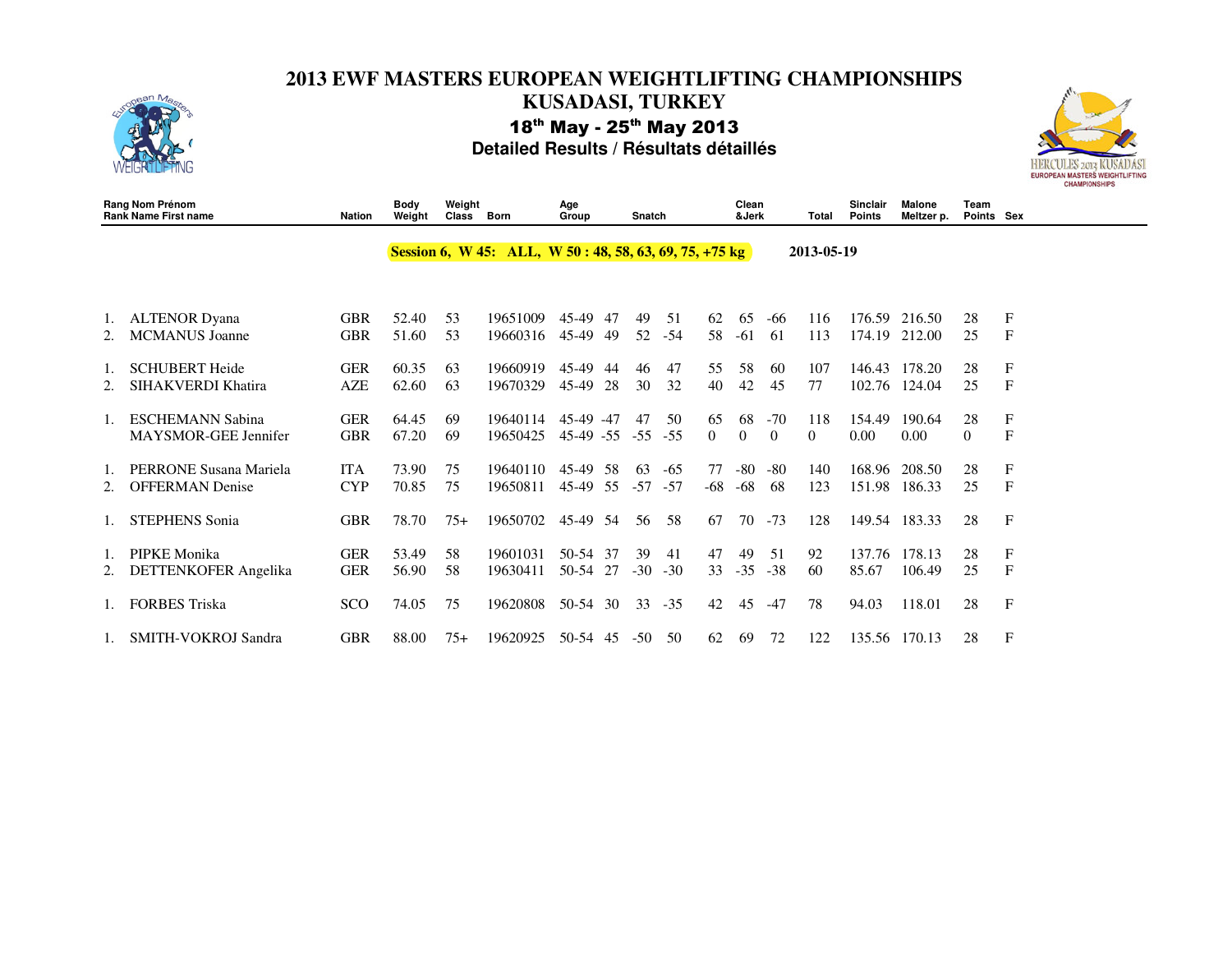# 2013 EWF MASTERS EUROPEAN WEIGHTLIFTING CHAMPIONSHIPS

## KUSADASI, TURKEY

### 18th May - 25th May 2013

### Detailed Results / Résultats détaillés

**Session 6, W 45: ALL, W 50 : 48, 58, 63, 69, 75, +75 kg** — **2013-05-19**

| Rang Rank | Nom Prénom Name First name | Nation | Body Weight | Weight Class | Born | Age Group | Snatch | | | Clean &Jerk | | | Total | Sinclair Points | Malone Meltzer p. | Team Points | Sex |
|---|---|---|---|---|---|---|---|---|---|---|---|---|---|---|---|---|---|
| 1. | ALTENOR Dyana | GBR | 52.40 | 53 | 19651009 | 45-49 | 47 | 49 | 51 | 62 | 65 | -66 | 116 | 176.59 | 216.50 | 28 | F |
| 2. | MCMANUS Joanne | GBR | 51.60 | 53 | 19660316 | 45-49 | 49 | 52 | -54 | 58 | -61 | 61 | 113 | 174.19 | 212.00 | 25 | F |
| 1. | SCHUBERT Heide | GER | 60.35 | 63 | 19660919 | 45-49 | 44 | 46 | 47 | 55 | 58 | 60 | 107 | 146.43 | 178.20 | 28 | F |
| 2. | SIHAKVERDI Khatira | AZE | 62.60 | 63 | 19670329 | 45-49 | 28 | 30 | 32 | 40 | 42 | 45 | 77 | 102.76 | 124.04 | 25 | F |
| 1. | ESCHEMANN Sabina | GER | 64.45 | 69 | 19640114 | 45-49 | -47 | 47 | 50 | 65 | 68 | -70 | 118 | 154.49 | 190.64 | 28 | F |
| | MAYSMOR-GEE Jennifer | GBR | 67.20 | 69 | 19650425 | 45-49 | -55 | -55 | -55 | 0 | 0 | 0 | 0 | 0.00 | 0.00 | 0 | F |
| 1. | PERRONE Susana Mariela | ITA | 73.90 | 75 | 19640110 | 45-49 | 58 | 63 | -65 | 77 | -80 | -80 | 140 | 168.96 | 208.50 | 28 | F |
| 2. | OFFERMAN Denise | CYP | 70.85 | 75 | 19650811 | 45-49 | 55 | -57 | -57 | -68 | -68 | 68 | 123 | 151.98 | 186.33 | 25 | F |
| 1. | STEPHENS Sonia | GBR | 78.70 | 75+ | 19650702 | 45-49 | 54 | 56 | 58 | 67 | 70 | -73 | 128 | 149.54 | 183.33 | 28 | F |
| 1. | PIPKE Monika | GER | 53.49 | 58 | 19601031 | 50-54 | 37 | 39 | 41 | 47 | 49 | 51 | 92 | 137.76 | 178.13 | 28 | F |
| 2. | DETTENKOFER Angelika | GER | 56.90 | 58 | 19630411 | 50-54 | 27 | -30 | -30 | 33 | -35 | -38 | 60 | 85.67 | 106.49 | 25 | F |
| 1. | FORBES Triska | SCO | 74.05 | 75 | 19620808 | 50-54 | 30 | 33 | -35 | 42 | 45 | -47 | 78 | 94.03 | 118.01 | 28 | F |
| 1. | SMITH-VOKROJ Sandra | GBR | 88.00 | 75+ | 19620925 | 50-54 | 45 | -50 | 50 | 62 | 69 | 72 | 122 | 135.56 | 170.13 | 28 | F |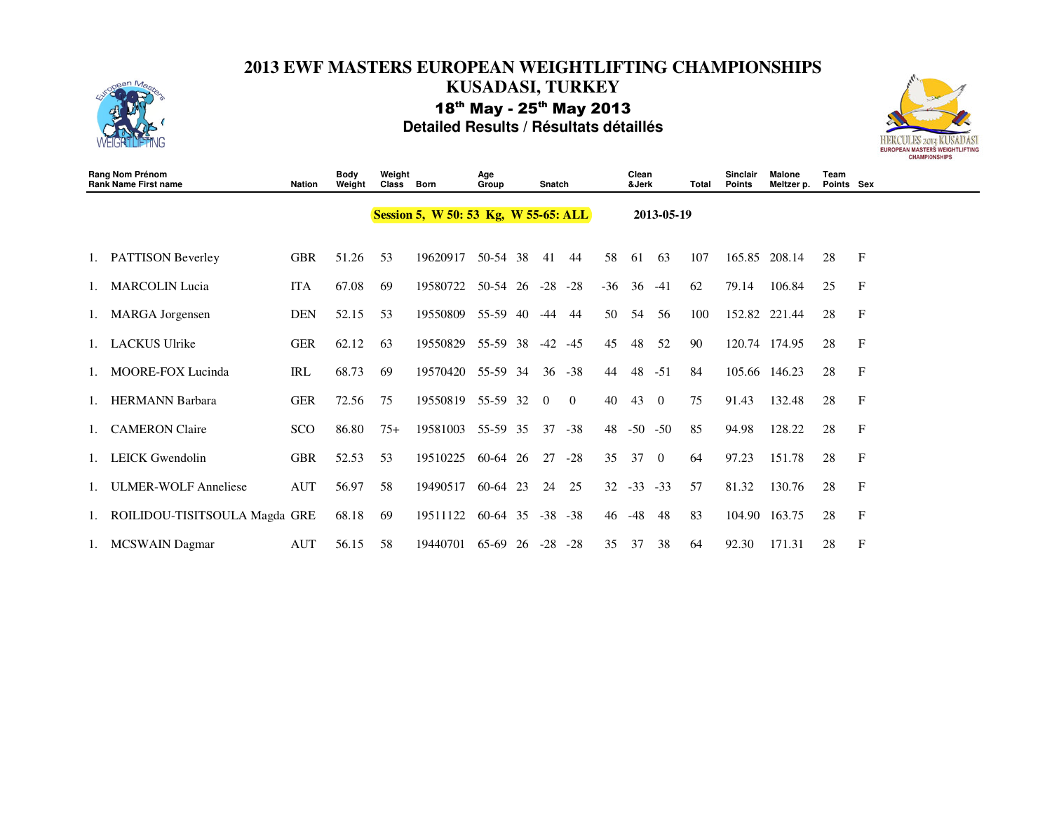# 2013 EWF MASTERS EUROPEAN WEIGHTLIFTING CHAMPIONSHIPS

## KUSADASI, TURKEY

### 18th May - 25th May 2013

### Detailed Results / Résultats détaillés

| Rang Rank | Nom Prénom Name First name | Nation | Body Weight | Weight Class | Born | Age Group | Snatch | | | | Clean &Jerk | | | Total | Sinclair Points | Malone Meltzer p. | Team Points | Sex |
|---|---|---|---|---|---|---|---|---|---|---|---|---|---|---|---|---|---|---|
| | | | | | | | | | | | | | | | | | | |
| | **Session 5, W 50: 53 Kg, W 55-65: ALL** | | | | | | | | | | **2013-05-19** | | | | | | | |
| 1. | PATTISON Beverley | GBR | 51.26 | 53 | 19620917 | 50-54 | 38 | 41 | 44 | 58 | 61 | 63 | | 107 | 165.85 | 208.14 | 28 | F |
| 1. | MARCOLIN Lucia | ITA | 67.08 | 69 | 19580722 | 50-54 | 26 | -28 | -28 | -36 | 36 | -41 | | 62 | 79.14 | 106.84 | 25 | F |
| 1. | MARGA Jorgensen | DEN | 52.15 | 53 | 19550809 | 55-59 | 40 | -44 | 44 | 50 | 54 | 56 | | 100 | 152.82 | 221.44 | 28 | F |
| 1. | LACKUS Ulrike | GER | 62.12 | 63 | 19550829 | 55-59 | 38 | -42 | -45 | 45 | 48 | 52 | | 90 | 120.74 | 174.95 | 28 | F |
| 1. | MOORE-FOX Lucinda | IRL | 68.73 | 69 | 19570420 | 55-59 | 34 | 36 | -38 | 44 | 48 | -51 | | 84 | 105.66 | 146.23 | 28 | F |
| 1. | HERMANN Barbara | GER | 72.56 | 75 | 19550819 | 55-59 | 32 | 0 | 0 | 40 | 43 | 0 | | 75 | 91.43 | 132.48 | 28 | F |
| 1. | CAMERON Claire | SCO | 86.80 | 75+ | 19581003 | 55-59 | 35 | 37 | -38 | 48 | -50 | -50 | | 85 | 94.98 | 128.22 | 28 | F |
| 1. | LEICK Gwendolin | GBR | 52.53 | 53 | 19510225 | 60-64 | 26 | 27 | -28 | 35 | 37 | 0 | | 64 | 97.23 | 151.78 | 28 | F |
| 1. | ULMER-WOLF Anneliese | AUT | 56.97 | 58 | 19490517 | 60-64 | 23 | 24 | 25 | 32 | -33 | -33 | | 57 | 81.32 | 130.76 | 28 | F |
| 1. | ROILIDOU-TISITSOULA Magda | GRE | 68.18 | 69 | 19511122 | 60-64 | 35 | -38 | -38 | 46 | -48 | 48 | | 83 | 104.90 | 163.75 | 28 | F |
| 1. | MCSWAIN Dagmar | AUT | 56.15 | 58 | 19440701 | 65-69 | 26 | -28 | -28 | 35 | 37 | 38 | | 64 | 92.30 | 171.31 | 28 | F |